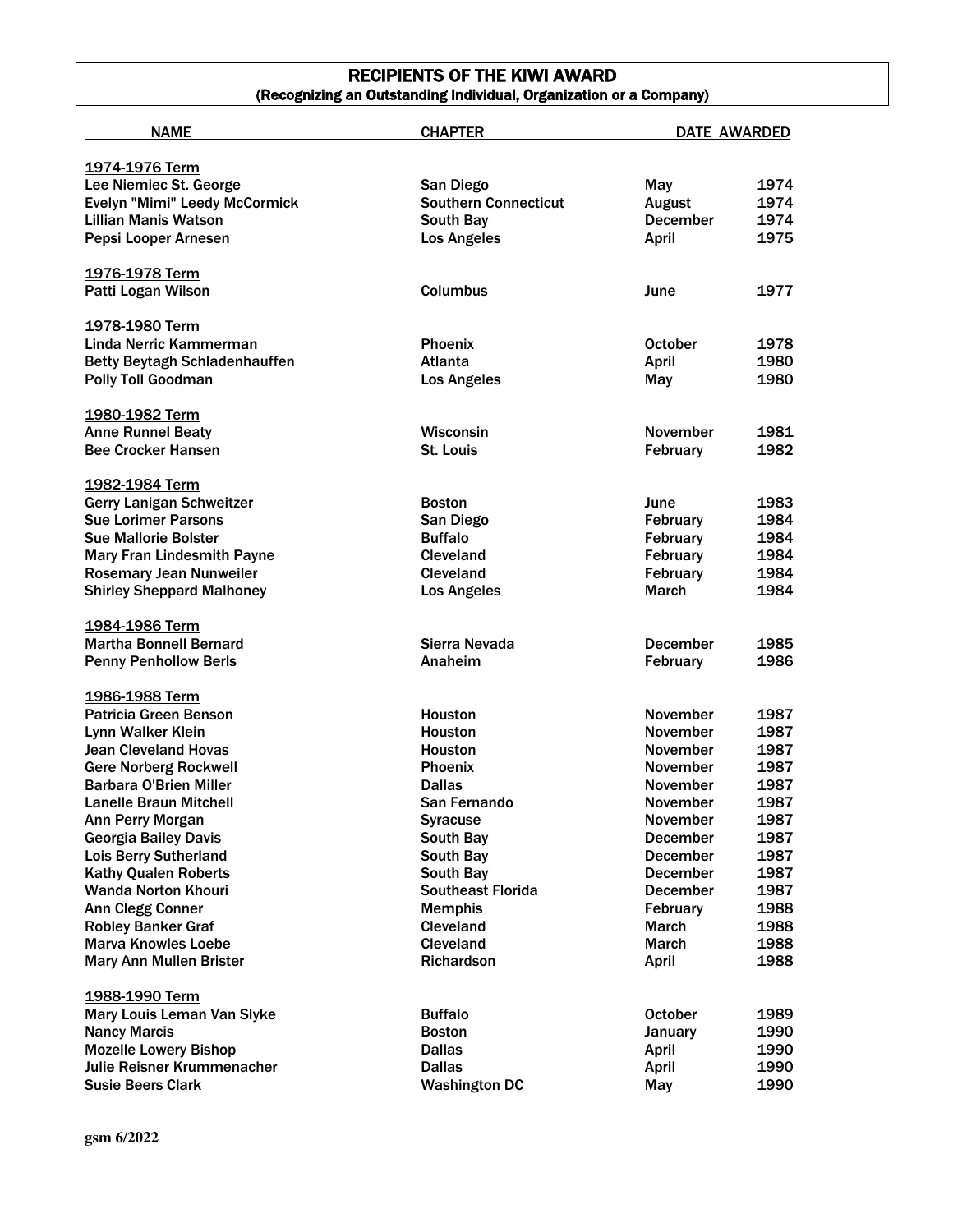# RECIPIENTS OF THE KIWI AWARD
## (Recognizing an Outstanding Individual, Organization or a Company)

| NAME | CHAPTER | DATE AWARDED | |
|---|---|---|---|
| **1974-1976 Term** | | | |
| Lee Niemiec St. George | San Diego | May | 1974 |
| Evelyn "Mimi" Leedy McCormick | Southern Connecticut | August | 1974 |
| Lillian Manis Watson | South Bay | December | 1974 |
| Pepsi Looper Arnesen | Los Angeles | April | 1975 |
| **1976-1978 Term** | | | |
| Patti Logan Wilson | Columbus | June | 1977 |
| **1978-1980 Term** | | | |
| Linda Nerric Kammerman | Phoenix | October | 1978 |
| Betty Beytagh Schladenhauffen | Atlanta | April | 1980 |
| Polly Toll Goodman | Los Angeles | May | 1980 |
| **1980-1982 Term** | | | |
| Anne Runnel Beaty | Wisconsin | November | 1981 |
| Bee Crocker Hansen | St. Louis | February | 1982 |
| **1982-1984 Term** | | | |
| Gerry Lanigan Schweitzer | Boston | June | 1983 |
| Sue Lorimer Parsons | San Diego | February | 1984 |
| Sue Mallorie Bolster | Buffalo | February | 1984 |
| Mary Fran Lindesmith Payne | Cleveland | February | 1984 |
| Rosemary Jean Nunweiler | Cleveland | February | 1984 |
| Shirley Sheppard Malhoney | Los Angeles | March | 1984 |
| **1984-1986 Term** | | | |
| Martha Bonnell Bernard | Sierra Nevada | December | 1985 |
| Penny Penhollow Berls | Anaheim | February | 1986 |
| **1986-1988 Term** | | | |
| Patricia Green Benson | Houston | November | 1987 |
| Lynn Walker Klein | Houston | November | 1987 |
| Jean Cleveland Hovas | Houston | November | 1987 |
| Gere Norberg Rockwell | Phoenix | November | 1987 |
| Barbara O'Brien Miller | Dallas | November | 1987 |
| Lanelle Braun Mitchell | San Fernando | November | 1987 |
| Ann Perry Morgan | Syracuse | November | 1987 |
| Georgia Bailey Davis | South Bay | December | 1987 |
| Lois Berry Sutherland | South Bay | December | 1987 |
| Kathy Qualen Roberts | South Bay | December | 1987 |
| Wanda Norton Khouri | Southeast Florida | December | 1987 |
| Ann Clegg Conner | Memphis | February | 1988 |
| Robley Banker Graf | Cleveland | March | 1988 |
| Marva Knowles Loebe | Cleveland | March | 1988 |
| Mary Ann Mullen Brister | Richardson | April | 1988 |
| **1988-1990 Term** | | | |
| Mary Louis Leman Van Slyke | Buffalo | October | 1989 |
| Nancy Marcis | Boston | January | 1990 |
| Mozelle Lowery Bishop | Dallas | April | 1990 |
| Julie Reisner Krummenacher | Dallas | April | 1990 |
| Susie Beers Clark | Washington DC | May | 1990 |

gsm 6/2022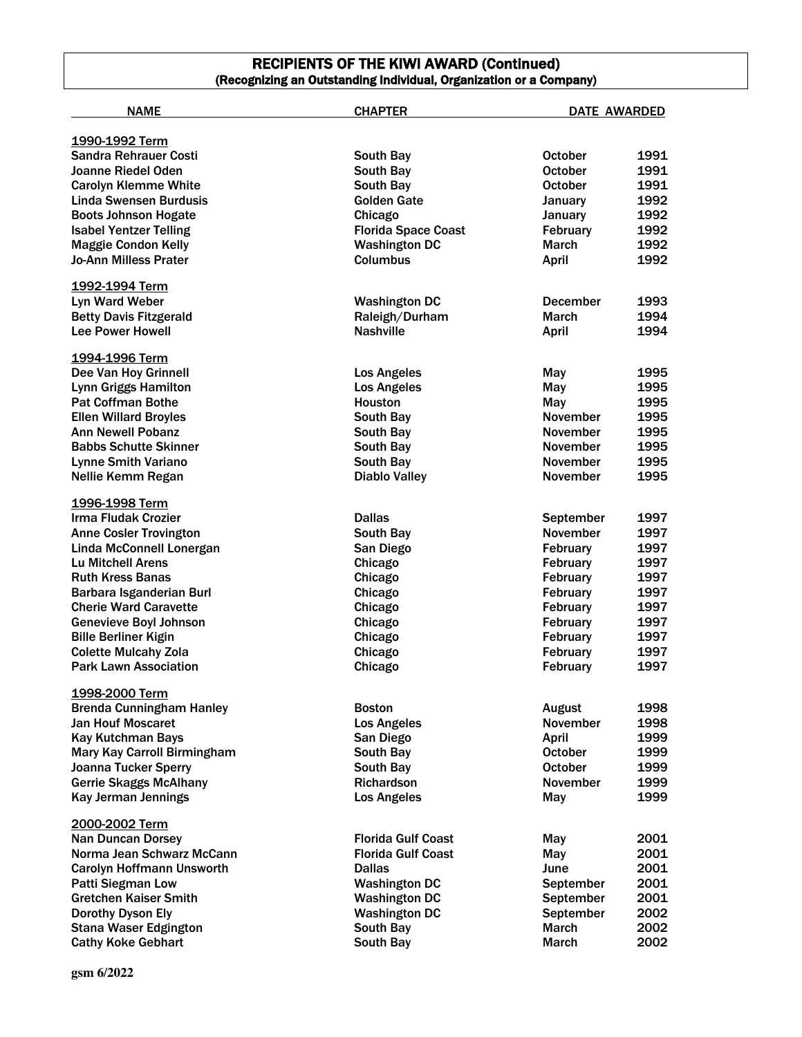## RECIPIENTS OF THE KIWI AWARD (Continued)
### (Recognizing an Outstanding Individual, Organization or a Company)

| NAME | CHAPTER | DATE AWARDED | |
|---|---|---|---|
| **1990-1992 Term** | | | |
| Sandra Rehrauer Costi | South Bay | October | 1991 |
| Joanne Riedel Oden | South Bay | October | 1991 |
| Carolyn Klemme White | South Bay | October | 1991 |
| Linda Swensen Burdusis | Golden Gate | January | 1992 |
| Boots Johnson Hogate | Chicago | January | 1992 |
| Isabel Yentzer Telling | Florida Space Coast | February | 1992 |
| Maggie Condon Kelly | Washington DC | March | 1992 |
| Jo-Ann Milless Prater | Columbus | April | 1992 |
| **1992-1994 Term** | | | |
| Lyn Ward Weber | Washington DC | December | 1993 |
| Betty Davis Fitzgerald | Raleigh/Durham | March | 1994 |
| Lee Power Howell | Nashville | April | 1994 |
| **1994-1996 Term** | | | |
| Dee Van Hoy Grinnell | Los Angeles | May | 1995 |
| Lynn Griggs Hamilton | Los Angeles | May | 1995 |
| Pat Coffman Bothe | Houston | May | 1995 |
| Ellen Willard Broyles | South Bay | November | 1995 |
| Ann Newell Pobanz | South Bay | November | 1995 |
| Babbs Schutte Skinner | South Bay | November | 1995 |
| Lynne Smith Variano | South Bay | November | 1995 |
| Nellie Kemm Regan | Diablo Valley | November | 1995 |
| **1996-1998 Term** | | | |
| Irma Fludak Crozier | Dallas | September | 1997 |
| Anne Cosler Trovington | South Bay | November | 1997 |
| Linda McConnell Lonergan | San Diego | February | 1997 |
| Lu Mitchell Arens | Chicago | February | 1997 |
| Ruth Kress Banas | Chicago | February | 1997 |
| Barbara Isganderian Burl | Chicago | February | 1997 |
| Cherie Ward Caravette | Chicago | February | 1997 |
| Genevieve Boyl Johnson | Chicago | February | 1997 |
| Bille Berliner Kigin | Chicago | February | 1997 |
| Colette Mulcahy Zola | Chicago | February | 1997 |
| Park Lawn Association | Chicago | February | 1997 |
| **1998-2000 Term** | | | |
| Brenda Cunningham Hanley | Boston | August | 1998 |
| Jan Houf Moscaret | Los Angeles | November | 1998 |
| Kay Kutchman Bays | San Diego | April | 1999 |
| Mary Kay Carroll Birmingham | South Bay | October | 1999 |
| Joanna Tucker Sperry | South Bay | October | 1999 |
| Gerrie Skaggs McAlhany | Richardson | November | 1999 |
| Kay Jerman Jennings | Los Angeles | May | 1999 |
| **2000-2002 Term** | | | |
| Nan Duncan Dorsey | Florida Gulf Coast | May | 2001 |
| Norma Jean Schwarz McCann | Florida Gulf Coast | May | 2001 |
| Carolyn Hoffmann Unsworth | Dallas | June | 2001 |
| Patti Siegman Low | Washington DC | September | 2001 |
| Gretchen Kaiser Smith | Washington DC | September | 2001 |
| Dorothy Dyson Ely | Washington DC | September | 2002 |
| Stana Waser Edgington | South Bay | March | 2002 |
| Cathy Koke Gebhart | South Bay | March | 2002 |

gsm 6/2022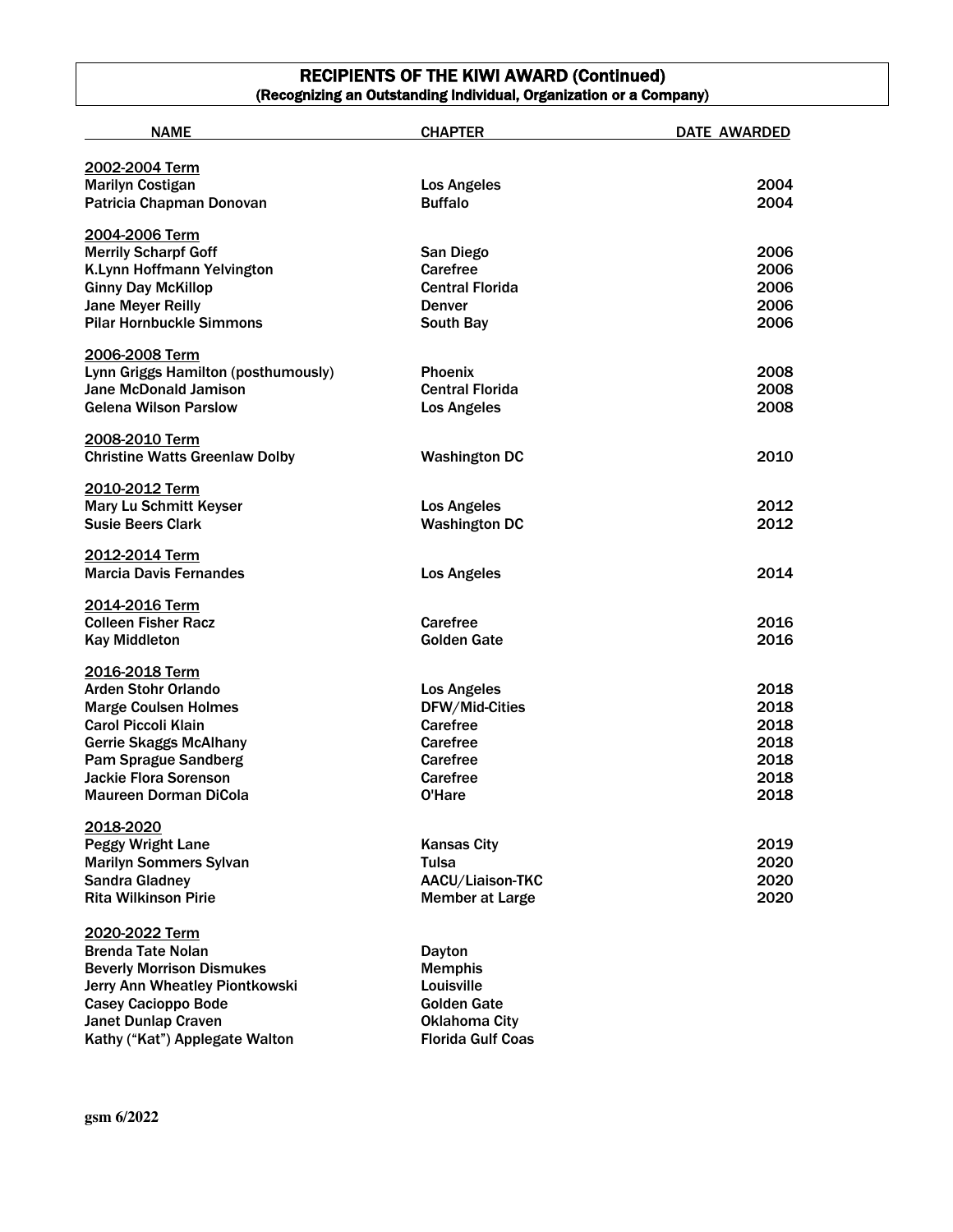## RECIPIENTS OF THE KIWI AWARD (Continued)
### (Recognizing an Outstanding Individual, Organization or a Company)

| NAME | CHAPTER | DATE AWARDED |
|---|---|---|
| **2002-2004 Term** | | |
| Marilyn Costigan | Los Angeles | 2004 |
| Patricia Chapman Donovan | Buffalo | 2004 |
| **2004-2006 Term** | | |
| Merrily Scharpf Goff | San Diego | 2006 |
| K.Lynn Hoffmann Yelvington | Carefree | 2006 |
| Ginny Day McKillop | Central Florida | 2006 |
| Jane Meyer Reilly | Denver | 2006 |
| Pilar Hornbuckle Simmons | South Bay | 2006 |
| **2006-2008 Term** | | |
| Lynn Griggs Hamilton (posthumously) | Phoenix | 2008 |
| Jane McDonald Jamison | Central Florida | 2008 |
| Gelena Wilson Parslow | Los Angeles | 2008 |
| **2008-2010 Term** | | |
| Christine Watts Greenlaw Dolby | Washington DC | 2010 |
| **2010-2012 Term** | | |
| Mary Lu Schmitt Keyser | Los Angeles | 2012 |
| Susie Beers Clark | Washington DC | 2012 |
| **2012-2014 Term** | | |
| Marcia Davis Fernandes | Los Angeles | 2014 |
| **2014-2016 Term** | | |
| Colleen Fisher Racz | Carefree | 2016 |
| Kay Middleton | Golden Gate | 2016 |
| **2016-2018 Term** | | |
| Arden Stohr Orlando | Los Angeles | 2018 |
| Marge Coulsen Holmes | DFW/Mid-Cities | 2018 |
| Carol Piccoli Klain | Carefree | 2018 |
| Gerrie Skaggs McAlhany | Carefree | 2018 |
| Pam Sprague Sandberg | Carefree | 2018 |
| Jackie Flora Sorenson | Carefree | 2018 |
| Maureen Dorman DiCola | O'Hare | 2018 |
| **2018-2020** | | |
| Peggy Wright Lane | Kansas City | 2019 |
| Marilyn Sommers Sylvan | Tulsa | 2020 |
| Sandra Gladney | AACU/Liaison-TKC | 2020 |
| Rita Wilkinson Pirie | Member at Large | 2020 |
| **2020-2022 Term** | | |
| Brenda Tate Nolan | Dayton | |
| Beverly Morrison Dismukes | Memphis | |
| Jerry Ann Wheatley Piontkowski | Louisville | |
| Casey Cacioppo Bode | Golden Gate | |
| Janet Dunlap Craven | Oklahoma City | |
| Kathy ("Kat") Applegate Walton | Florida Gulf Coas | |

gsm 6/2022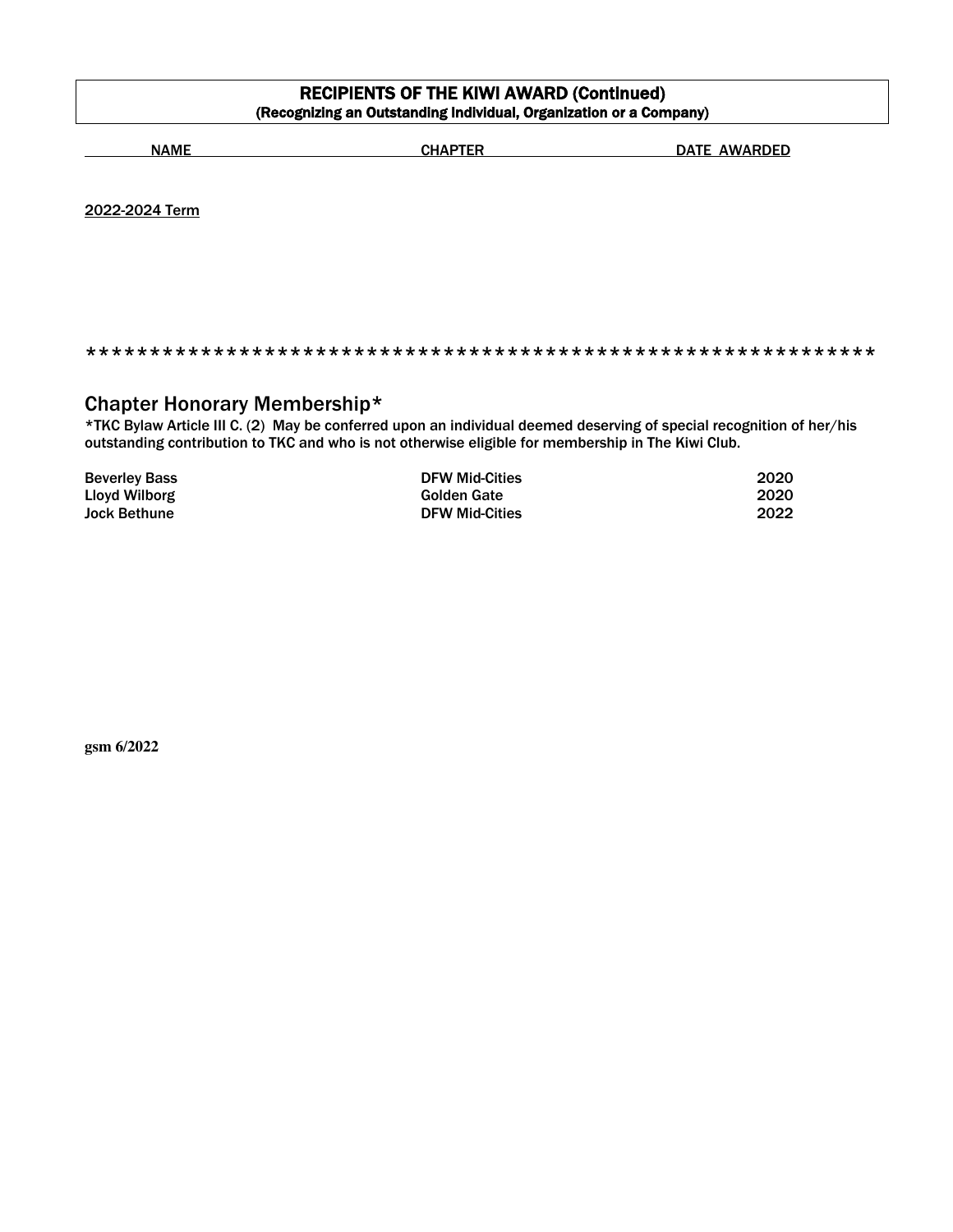## RECIPIENTS OF THE KIWI AWARD (Continued)
**(Recognizing an Outstanding Individual, Organization or a Company)**

| NAME | CHAPTER | DATE AWARDED |
| --- | --- | --- |

2022-2024 Term

*************************************************************

## Chapter Honorary Membership*

*TKC Bylaw Article III C. (2) May be conferred upon an individual deemed deserving of special recognition of her/his outstanding contribution to TKC and who is not otherwise eligible for membership in The Kiwi Club.

| | | |
| --- | --- | --- |
| Beverley Bass | DFW Mid-Cities | 2020 |
| Lloyd Wilborg | Golden Gate | 2020 |
| Jock Bethune | DFW Mid-Cities | 2022 |

**gsm 6/2022**